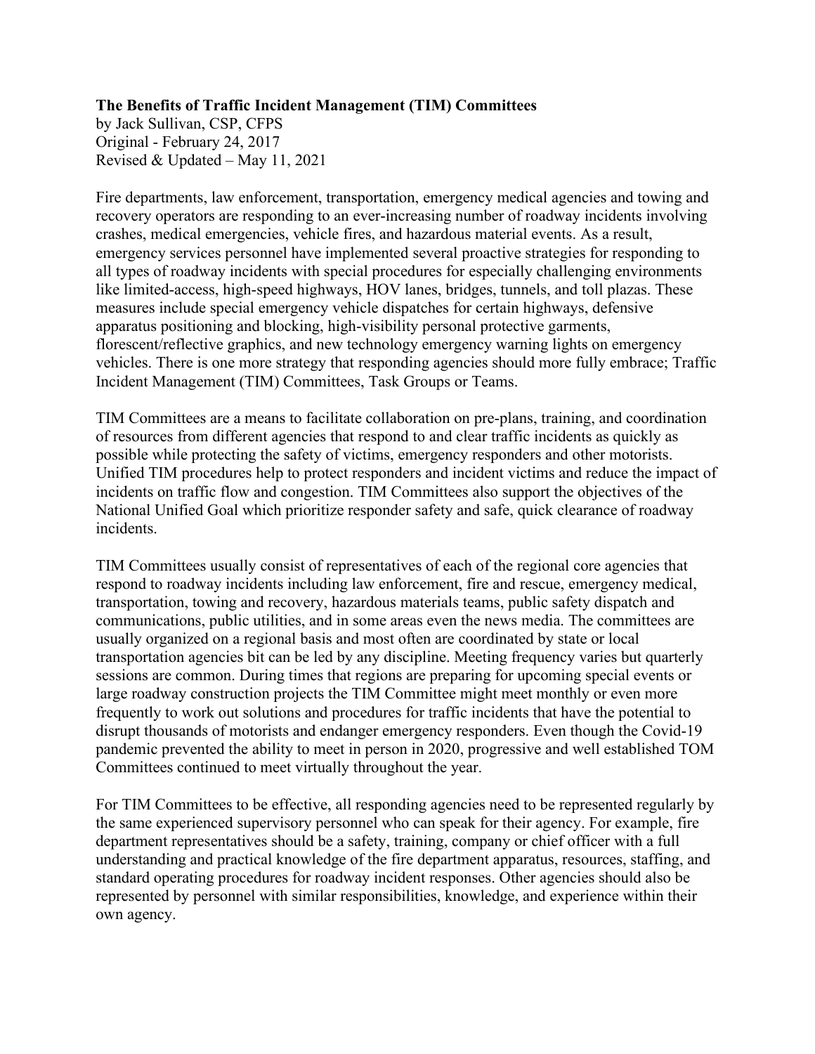**The Benefits of Traffic Incident Management (TIM) Committees**

by Jack Sullivan, CSP, CFPS
Original - February 24, 2017
Revised & Updated – May 11, 2021

Fire departments, law enforcement, transportation, emergency medical agencies and towing and recovery operators are responding to an ever-increasing number of roadway incidents involving crashes, medical emergencies, vehicle fires, and hazardous material events. As a result, emergency services personnel have implemented several proactive strategies for responding to all types of roadway incidents with special procedures for especially challenging environments like limited-access, high-speed highways, HOV lanes, bridges, tunnels, and toll plazas. These measures include special emergency vehicle dispatches for certain highways, defensive apparatus positioning and blocking, high-visibility personal protective garments, florescent/reflective graphics, and new technology emergency warning lights on emergency vehicles. There is one more strategy that responding agencies should more fully embrace; Traffic Incident Management (TIM) Committees, Task Groups or Teams.

TIM Committees are a means to facilitate collaboration on pre-plans, training, and coordination of resources from different agencies that respond to and clear traffic incidents as quickly as possible while protecting the safety of victims, emergency responders and other motorists. Unified TIM procedures help to protect responders and incident victims and reduce the impact of incidents on traffic flow and congestion. TIM Committees also support the objectives of the National Unified Goal which prioritize responder safety and safe, quick clearance of roadway incidents.

TIM Committees usually consist of representatives of each of the regional core agencies that respond to roadway incidents including law enforcement, fire and rescue, emergency medical, transportation, towing and recovery, hazardous materials teams, public safety dispatch and communications, public utilities, and in some areas even the news media. The committees are usually organized on a regional basis and most often are coordinated by state or local transportation agencies bit can be led by any discipline. Meeting frequency varies but quarterly sessions are common. During times that regions are preparing for upcoming special events or large roadway construction projects the TIM Committee might meet monthly or even more frequently to work out solutions and procedures for traffic incidents that have the potential to disrupt thousands of motorists and endanger emergency responders. Even though the Covid-19 pandemic prevented the ability to meet in person in 2020, progressive and well established TOM Committees continued to meet virtually throughout the year.

For TIM Committees to be effective, all responding agencies need to be represented regularly by the same experienced supervisory personnel who can speak for their agency. For example, fire department representatives should be a safety, training, company or chief officer with a full understanding and practical knowledge of the fire department apparatus, resources, staffing, and standard operating procedures for roadway incident responses. Other agencies should also be represented by personnel with similar responsibilities, knowledge, and experience within their own agency.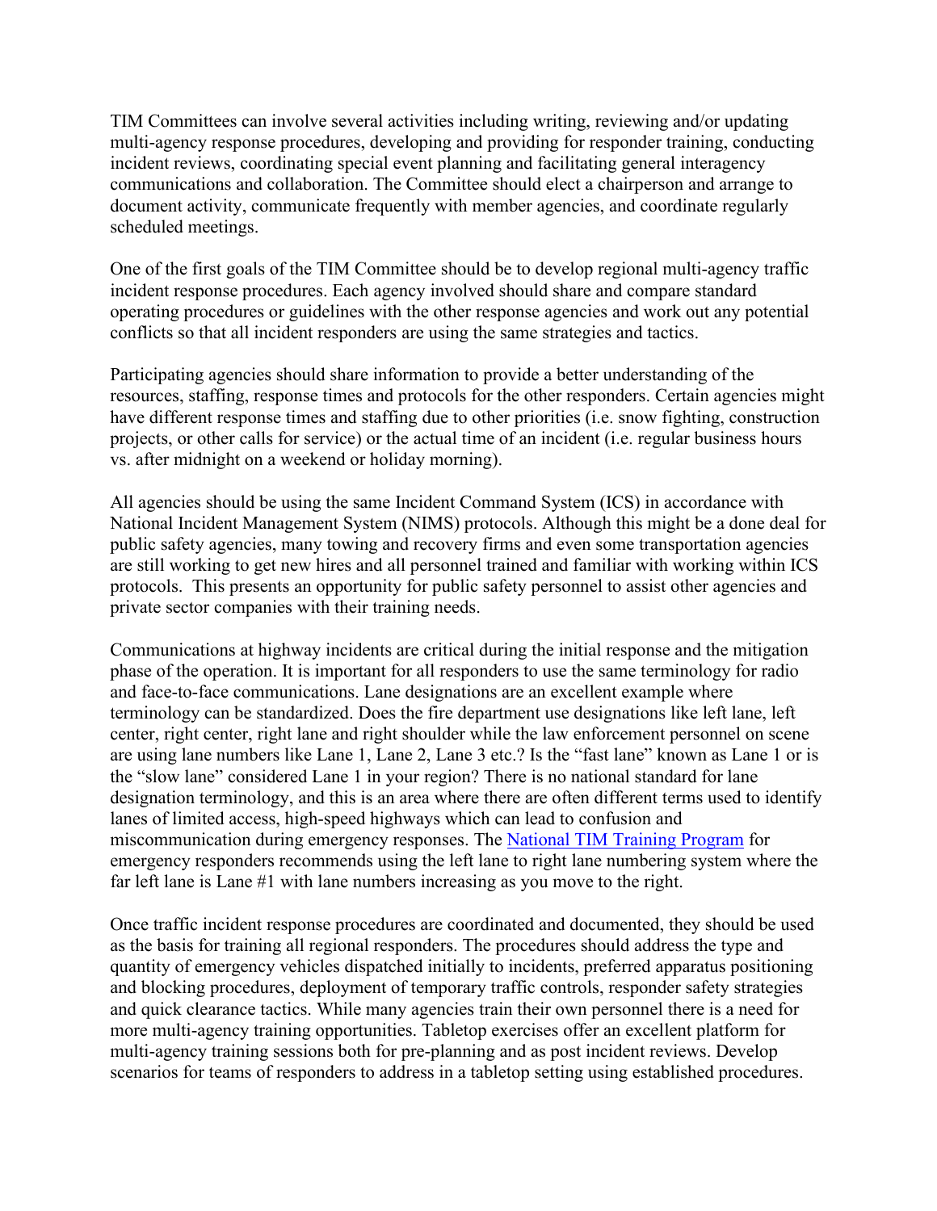TIM Committees can involve several activities including writing, reviewing and/or updating multi-agency response procedures, developing and providing for responder training, conducting incident reviews, coordinating special event planning and facilitating general interagency communications and collaboration. The Committee should elect a chairperson and arrange to document activity, communicate frequently with member agencies, and coordinate regularly scheduled meetings.

One of the first goals of the TIM Committee should be to develop regional multi-agency traffic incident response procedures. Each agency involved should share and compare standard operating procedures or guidelines with the other response agencies and work out any potential conflicts so that all incident responders are using the same strategies and tactics.

Participating agencies should share information to provide a better understanding of the resources, staffing, response times and protocols for the other responders. Certain agencies might have different response times and staffing due to other priorities (i.e. snow fighting, construction projects, or other calls for service) or the actual time of an incident (i.e. regular business hours vs. after midnight on a weekend or holiday morning).

All agencies should be using the same Incident Command System (ICS) in accordance with National Incident Management System (NIMS) protocols. Although this might be a done deal for public safety agencies, many towing and recovery firms and even some transportation agencies are still working to get new hires and all personnel trained and familiar with working within ICS protocols. This presents an opportunity for public safety personnel to assist other agencies and private sector companies with their training needs.

Communications at highway incidents are critical during the initial response and the mitigation phase of the operation. It is important for all responders to use the same terminology for radio and face-to-face communications. Lane designations are an excellent example where terminology can be standardized. Does the fire department use designations like left lane, left center, right center, right lane and right shoulder while the law enforcement personnel on scene are using lane numbers like Lane 1, Lane 2, Lane 3 etc.? Is the "fast lane" known as Lane 1 or is the "slow lane" considered Lane 1 in your region? There is no national standard for lane designation terminology, and this is an area where there are often different terms used to identify lanes of limited access, high-speed highways which can lead to confusion and miscommunication during emergency responses. The National TIM Training Program for emergency responders recommends using the left lane to right lane numbering system where the far left lane is Lane #1 with lane numbers increasing as you move to the right.

Once traffic incident response procedures are coordinated and documented, they should be used as the basis for training all regional responders. The procedures should address the type and quantity of emergency vehicles dispatched initially to incidents, preferred apparatus positioning and blocking procedures, deployment of temporary traffic controls, responder safety strategies and quick clearance tactics. While many agencies train their own personnel there is a need for more multi-agency training opportunities. Tabletop exercises offer an excellent platform for multi-agency training sessions both for pre-planning and as post incident reviews. Develop scenarios for teams of responders to address in a tabletop setting using established procedures.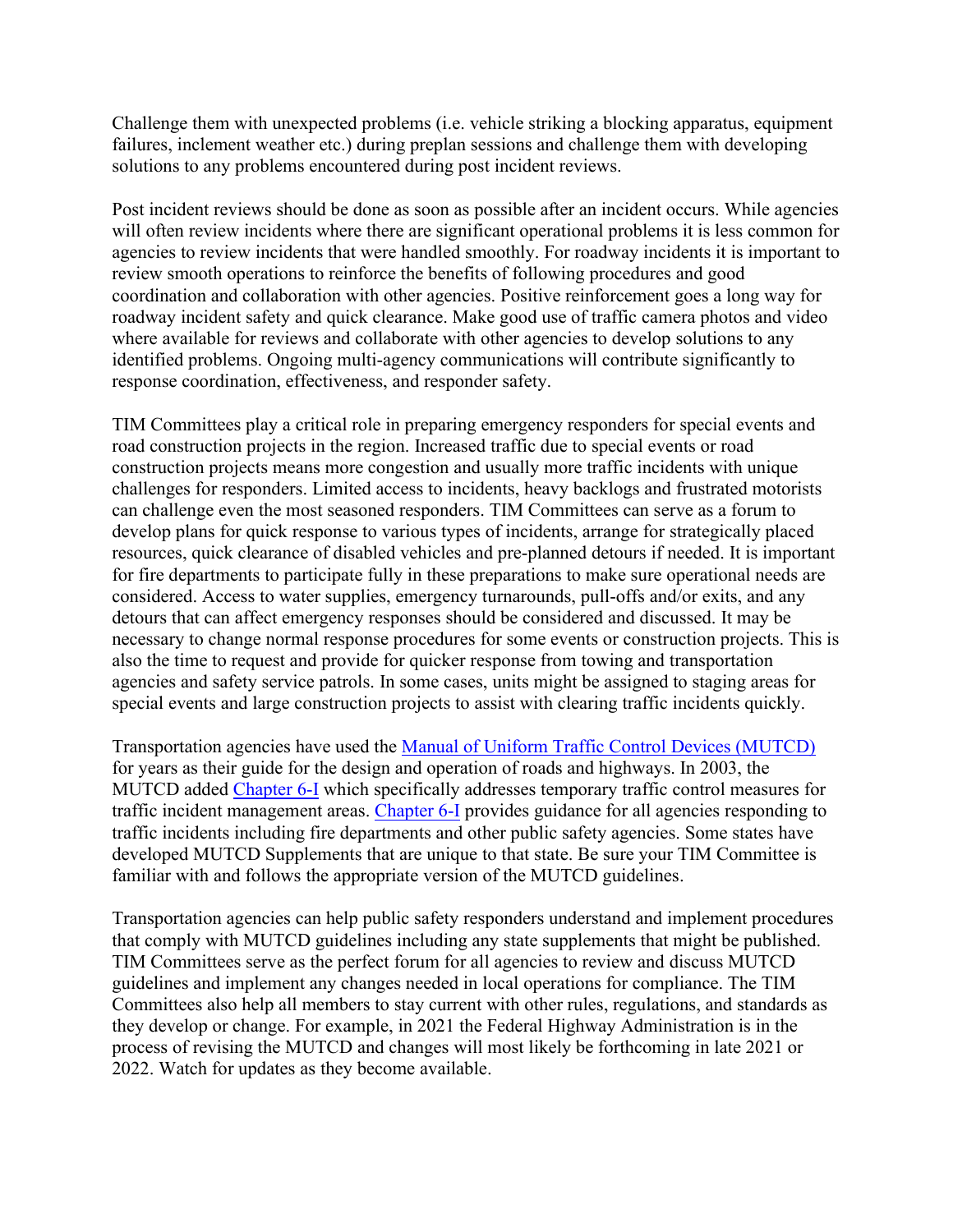Challenge them with unexpected problems (i.e. vehicle striking a blocking apparatus, equipment failures, inclement weather etc.) during preplan sessions and challenge them with developing solutions to any problems encountered during post incident reviews.

Post incident reviews should be done as soon as possible after an incident occurs. While agencies will often review incidents where there are significant operational problems it is less common for agencies to review incidents that were handled smoothly. For roadway incidents it is important to review smooth operations to reinforce the benefits of following procedures and good coordination and collaboration with other agencies. Positive reinforcement goes a long way for roadway incident safety and quick clearance. Make good use of traffic camera photos and video where available for reviews and collaborate with other agencies to develop solutions to any identified problems. Ongoing multi-agency communications will contribute significantly to response coordination, effectiveness, and responder safety.

TIM Committees play a critical role in preparing emergency responders for special events and road construction projects in the region. Increased traffic due to special events or road construction projects means more congestion and usually more traffic incidents with unique challenges for responders. Limited access to incidents, heavy backlogs and frustrated motorists can challenge even the most seasoned responders. TIM Committees can serve as a forum to develop plans for quick response to various types of incidents, arrange for strategically placed resources, quick clearance of disabled vehicles and pre-planned detours if needed. It is important for fire departments to participate fully in these preparations to make sure operational needs are considered. Access to water supplies, emergency turnarounds, pull-offs and/or exits, and any detours that can affect emergency responses should be considered and discussed. It may be necessary to change normal response procedures for some events or construction projects. This is also the time to request and provide for quicker response from towing and transportation agencies and safety service patrols. In some cases, units might be assigned to staging areas for special events and large construction projects to assist with clearing traffic incidents quickly.

Transportation agencies have used the [Manual of Uniform Traffic Control Devices (MUTCD)]() for years as their guide for the design and operation of roads and highways. In 2003, the MUTCD added [Chapter 6-I]() which specifically addresses temporary traffic control measures for traffic incident management areas. [Chapter 6-I]() provides guidance for all agencies responding to traffic incidents including fire departments and other public safety agencies. Some states have developed MUTCD Supplements that are unique to that state. Be sure your TIM Committee is familiar with and follows the appropriate version of the MUTCD guidelines.

Transportation agencies can help public safety responders understand and implement procedures that comply with MUTCD guidelines including any state supplements that might be published. TIM Committees serve as the perfect forum for all agencies to review and discuss MUTCD guidelines and implement any changes needed in local operations for compliance. The TIM Committees also help all members to stay current with other rules, regulations, and standards as they develop or change. For example, in 2021 the Federal Highway Administration is in the process of revising the MUTCD and changes will most likely be forthcoming in late 2021 or 2022. Watch for updates as they become available.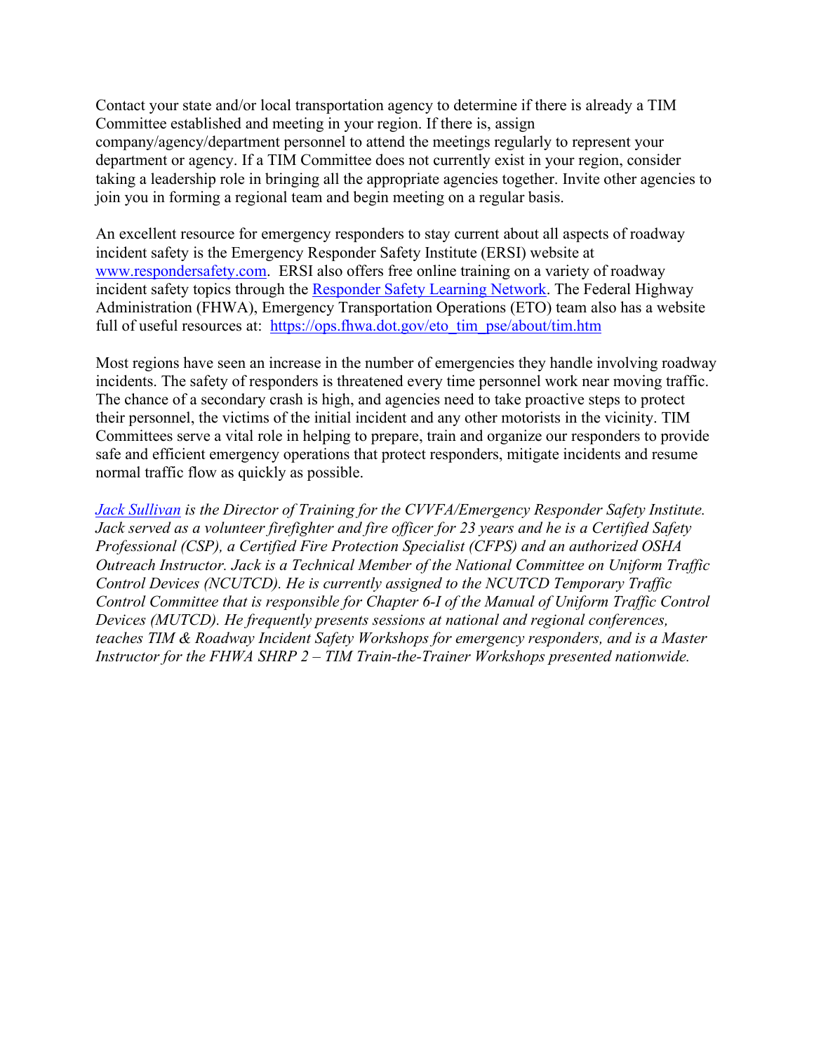Contact your state and/or local transportation agency to determine if there is already a TIM Committee established and meeting in your region. If there is, assign company/agency/department personnel to attend the meetings regularly to represent your department or agency. If a TIM Committee does not currently exist in your region, consider taking a leadership role in bringing all the appropriate agencies together. Invite other agencies to join you in forming a regional team and begin meeting on a regular basis.

An excellent resource for emergency responders to stay current about all aspects of roadway incident safety is the Emergency Responder Safety Institute (ERSI) website at [www.respondersafety.com](http://www.respondersafety.com). ERSI also offers free online training on a variety of roadway incident safety topics through the [Responder Safety Learning Network](). The Federal Highway Administration (FHWA), Emergency Transportation Operations (ETO) team also has a website full of useful resources at: [https://ops.fhwa.dot.gov/eto_tim_pse/about/tim.htm](https://ops.fhwa.dot.gov/eto_tim_pse/about/tim.htm)

Most regions have seen an increase in the number of emergencies they handle involving roadway incidents. The safety of responders is threatened every time personnel work near moving traffic. The chance of a secondary crash is high, and agencies need to take proactive steps to protect their personnel, the victims of the initial incident and any other motorists in the vicinity. TIM Committees serve a vital role in helping to prepare, train and organize our responders to provide safe and efficient emergency operations that protect responders, mitigate incidents and resume normal traffic flow as quickly as possible.

*[Jack Sullivan]() is the Director of Training for the CVVFA/Emergency Responder Safety Institute. Jack served as a volunteer firefighter and fire officer for 23 years and he is a Certified Safety Professional (CSP), a Certified Fire Protection Specialist (CFPS) and an authorized OSHA Outreach Instructor. Jack is a Technical Member of the National Committee on Uniform Traffic Control Devices (NCUTCD). He is currently assigned to the NCUTCD Temporary Traffic Control Committee that is responsible for Chapter 6-I of the Manual of Uniform Traffic Control Devices (MUTCD). He frequently presents sessions at national and regional conferences, teaches TIM & Roadway Incident Safety Workshops for emergency responders, and is a Master Instructor for the FHWA SHRP 2 – TIM Train-the-Trainer Workshops presented nationwide.*